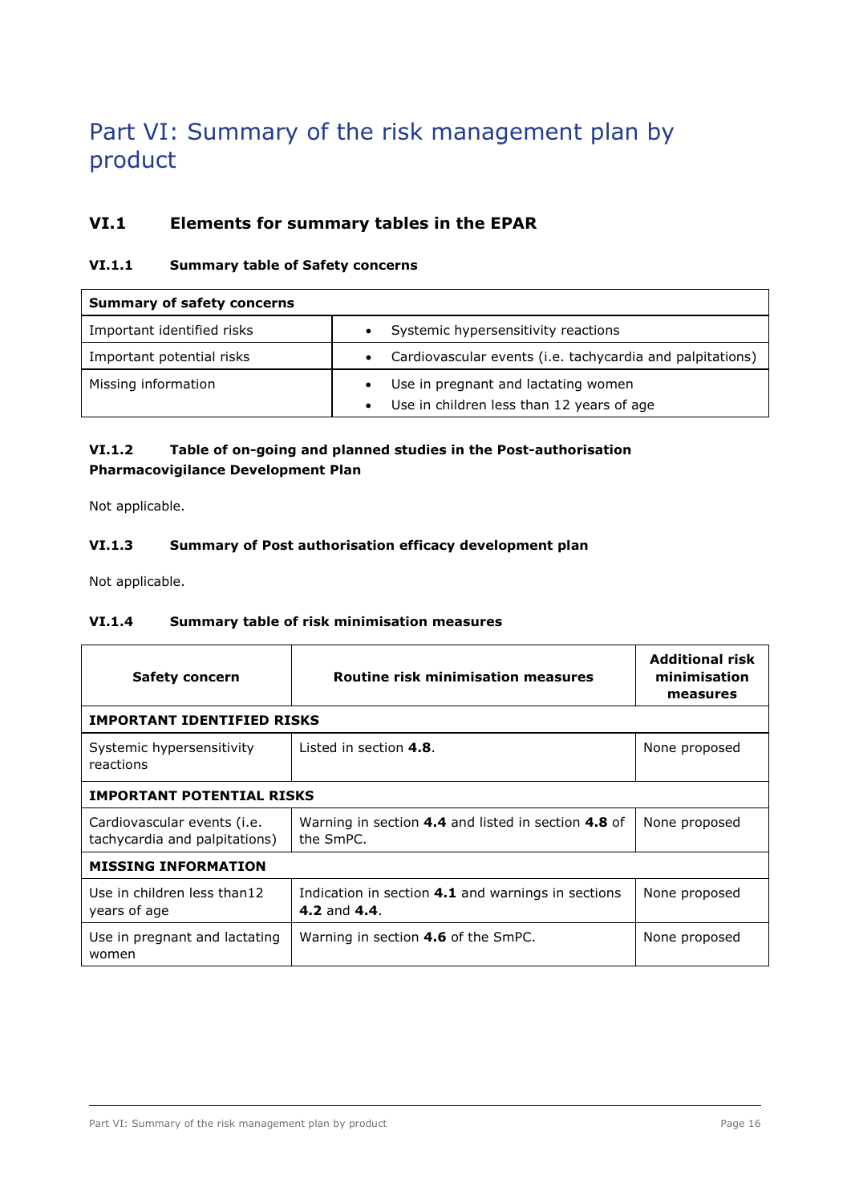# Part VI: Summary of the risk management plan by product

## VI.1 Elements for summary tables in the EPAR

### VI.1.1 Summary table of Safety concerns

| Summary of safety concerns | |
|---|---|
| Important identified risks | • Systemic hypersensitivity reactions |
| Important potential risks | • Cardiovascular events (i.e. tachycardia and palpitations) |
| Missing information | • Use in pregnant and lactating women<br>• Use in children less than 12 years of age |

### VI.1.2 Table of on-going and planned studies in the Post-authorisation Pharmacovigilance Development Plan

Not applicable.

### VI.1.3 Summary of Post authorisation efficacy development plan

Not applicable.

### VI.1.4 Summary table of risk minimisation measures

| Safety concern | Routine risk minimisation measures | Additional risk minimisation measures |
|---|---|---|
| **IMPORTANT IDENTIFIED RISKS** | | |
| Systemic hypersensitivity reactions | Listed in section **4.8**. | None proposed |
| **IMPORTANT POTENTIAL RISKS** | | |
| Cardiovascular events (i.e. tachycardia and palpitations) | Warning in section **4.4** and listed in section **4.8** of the SmPC. | None proposed |
| **MISSING INFORMATION** | | |
| Use in children less than12 years of age | Indication in section **4.1** and warnings in sections **4.2** and **4.4**. | None proposed |
| Use in pregnant and lactating women | Warning in section **4.6** of the SmPC. | None proposed |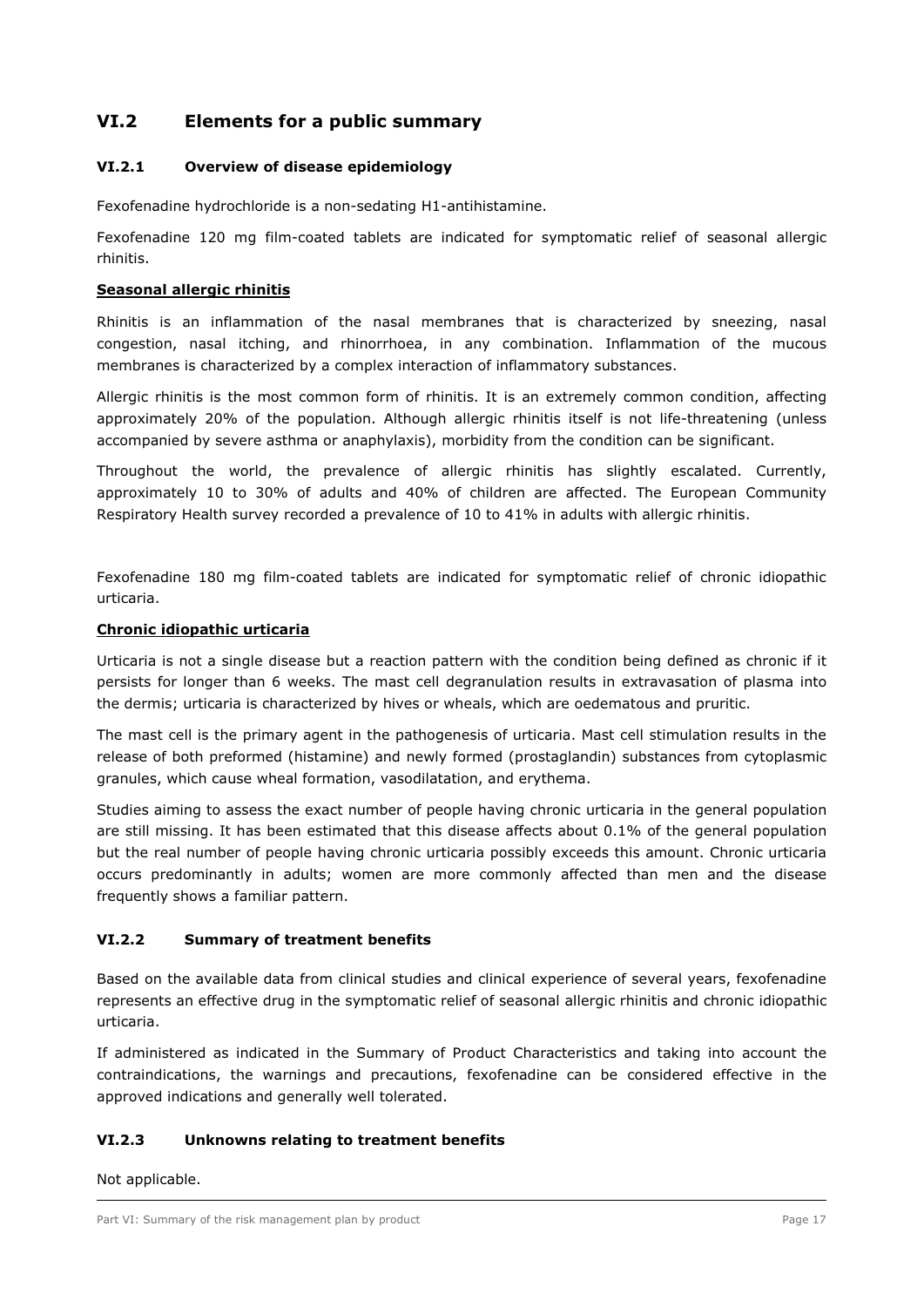## VI.2 Elements for a public summary

### VI.2.1 Overview of disease epidemiology

Fexofenadine hydrochloride is a non-sedating H1-antihistamine.

Fexofenadine 120 mg film-coated tablets are indicated for symptomatic relief of seasonal allergic rhinitis.

**Seasonal allergic rhinitis**

Rhinitis is an inflammation of the nasal membranes that is characterized by sneezing, nasal congestion, nasal itching, and rhinorrhoea, in any combination. Inflammation of the mucous membranes is characterized by a complex interaction of inflammatory substances.

Allergic rhinitis is the most common form of rhinitis. It is an extremely common condition, affecting approximately 20% of the population. Although allergic rhinitis itself is not life-threatening (unless accompanied by severe asthma or anaphylaxis), morbidity from the condition can be significant.

Throughout the world, the prevalence of allergic rhinitis has slightly escalated. Currently, approximately 10 to 30% of adults and 40% of children are affected. The European Community Respiratory Health survey recorded a prevalence of 10 to 41% in adults with allergic rhinitis.

Fexofenadine 180 mg film-coated tablets are indicated for symptomatic relief of chronic idiopathic urticaria.

**Chronic idiopathic urticaria**

Urticaria is not a single disease but a reaction pattern with the condition being defined as chronic if it persists for longer than 6 weeks. The mast cell degranulation results in extravasation of plasma into the dermis; urticaria is characterized by hives or wheals, which are oedematous and pruritic.

The mast cell is the primary agent in the pathogenesis of urticaria. Mast cell stimulation results in the release of both preformed (histamine) and newly formed (prostaglandin) substances from cytoplasmic granules, which cause wheal formation, vasodilatation, and erythema.

Studies aiming to assess the exact number of people having chronic urticaria in the general population are still missing. It has been estimated that this disease affects about 0.1% of the general population but the real number of people having chronic urticaria possibly exceeds this amount. Chronic urticaria occurs predominantly in adults; women are more commonly affected than men and the disease frequently shows a familiar pattern.

### VI.2.2 Summary of treatment benefits

Based on the available data from clinical studies and clinical experience of several years, fexofenadine represents an effective drug in the symptomatic relief of seasonal allergic rhinitis and chronic idiopathic urticaria.

If administered as indicated in the Summary of Product Characteristics and taking into account the contraindications, the warnings and precautions, fexofenadine can be considered effective in the approved indications and generally well tolerated.

### VI.2.3 Unknowns relating to treatment benefits

Not applicable.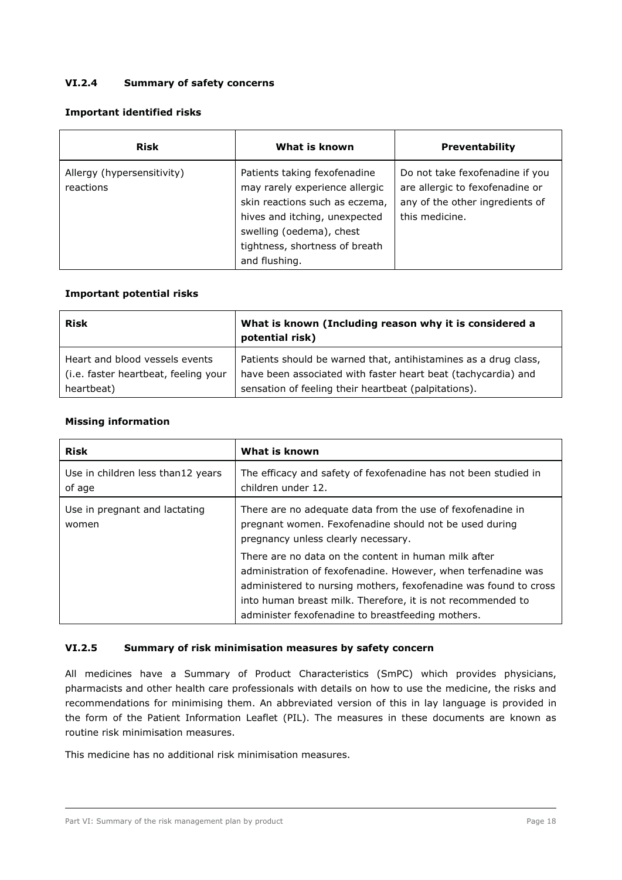### VI.2.4 Summary of safety concerns

**Important identified risks**

| Risk | What is known | Preventability |
|---|---|---|
| Allergy (hypersensitivity) reactions | Patients taking fexofenadine may rarely experience allergic skin reactions such as eczema, hives and itching, unexpected swelling (oedema), chest tightness, shortness of breath and flushing. | Do not take fexofenadine if you are allergic to fexofenadine or any of the other ingredients of this medicine. |

**Important potential risks**

| Risk | What is known (Including reason why it is considered a potential risk) |
|---|---|
| Heart and blood vessels events (i.e. faster heartbeat, feeling your heartbeat) | Patients should be warned that, antihistamines as a drug class, have been associated with faster heart beat (tachycardia) and sensation of feeling their heartbeat (palpitations). |

**Missing information**

| Risk | What is known |
|---|---|
| Use in children less than12 years of age | The efficacy and safety of fexofenadine has not been studied in children under 12. |
| Use in pregnant and lactating women | There are no adequate data from the use of fexofenadine in pregnant women. Fexofenadine should not be used during pregnancy unless clearly necessary.<br>There are no data on the content in human milk after administration of fexofenadine. However, when terfenadine was administered to nursing mothers, fexofenadine was found to cross into human breast milk. Therefore, it is not recommended to administer fexofenadine to breastfeeding mothers. |

### VI.2.5 Summary of risk minimisation measures by safety concern

All medicines have a Summary of Product Characteristics (SmPC) which provides physicians, pharmacists and other health care professionals with details on how to use the medicine, the risks and recommendations for minimising them. An abbreviated version of this in lay language is provided in the form of the Patient Information Leaflet (PIL). The measures in these documents are known as routine risk minimisation measures.

This medicine has no additional risk minimisation measures.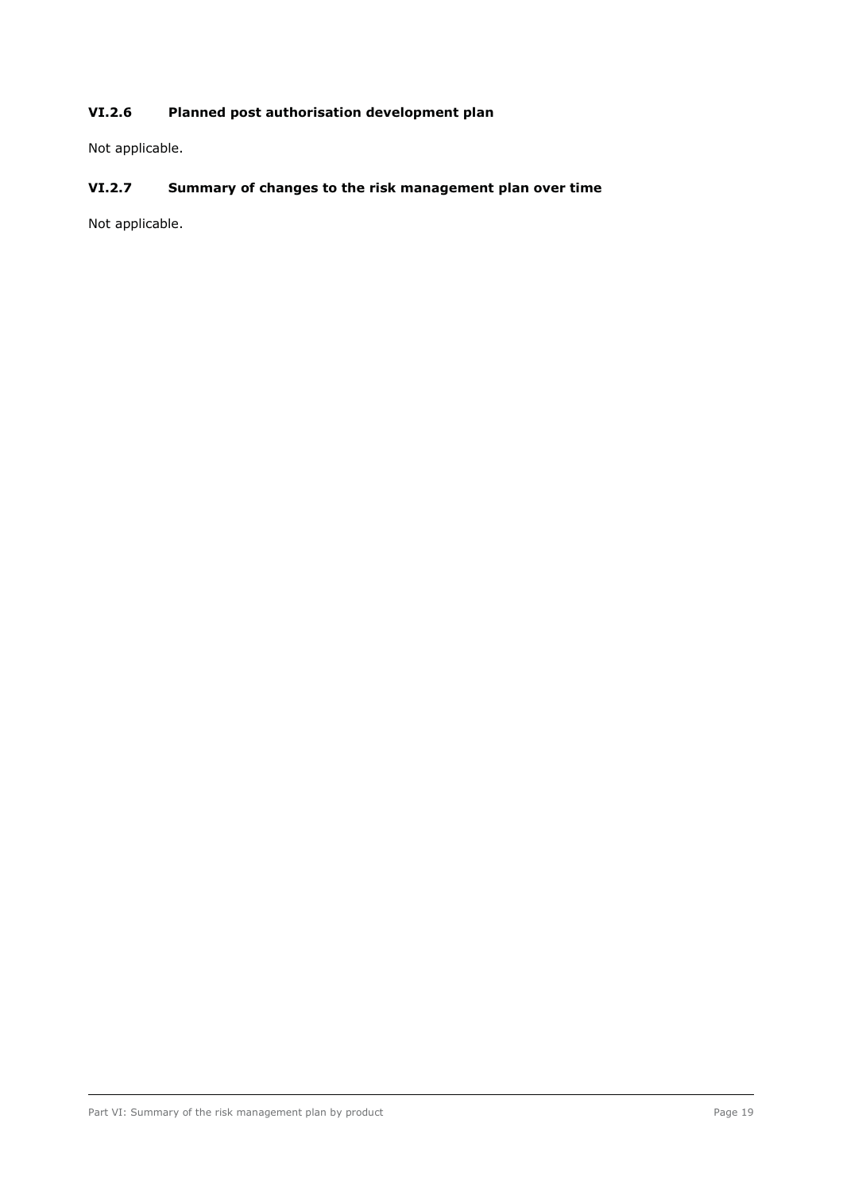### VI.2.6 Planned post authorisation development plan

Not applicable.

### VI.2.7 Summary of changes to the risk management plan over time

Not applicable.